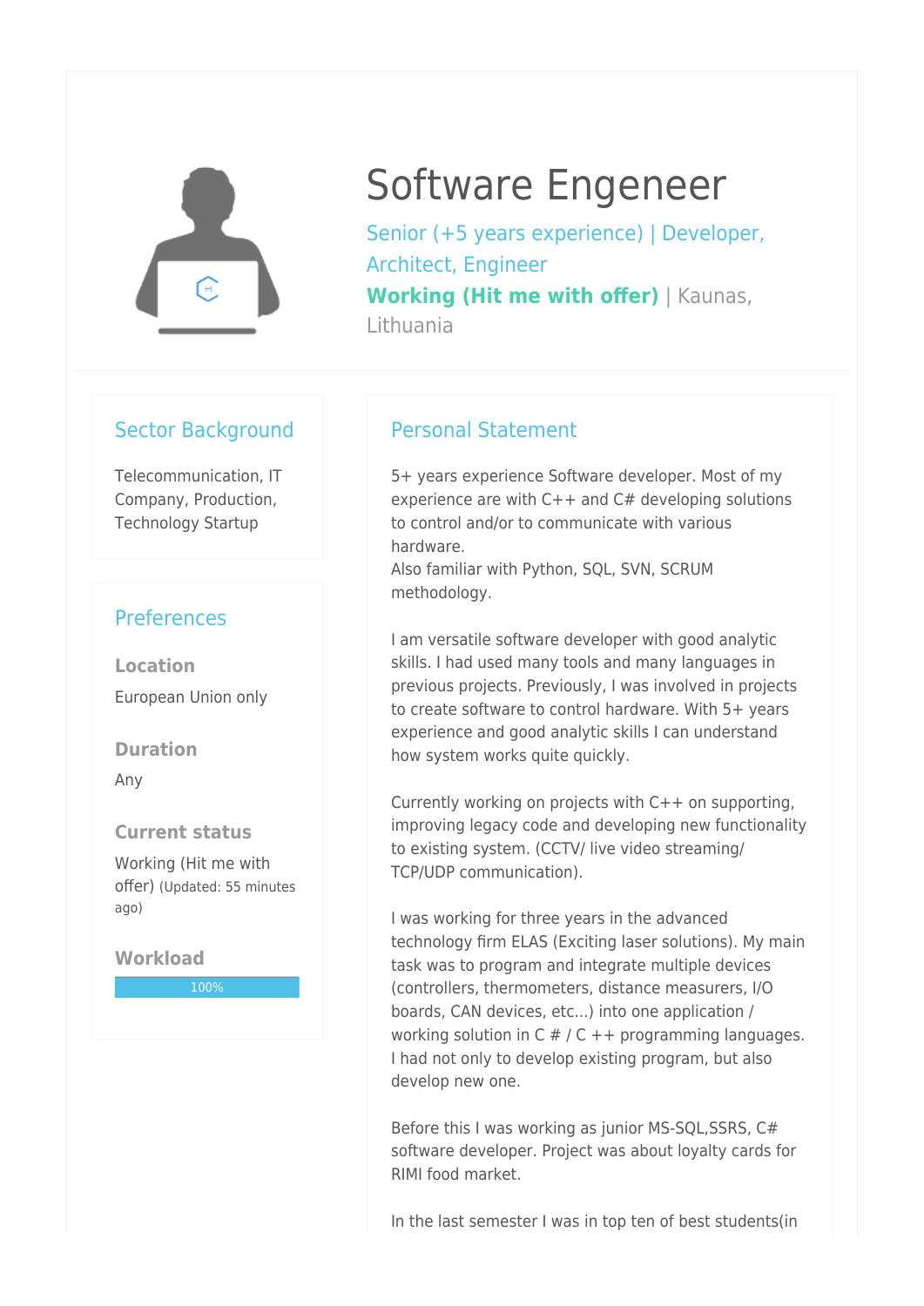# Software Engeneer

Senior (+5 years experience) | Developer, Architect, Engineer

**Working (Hit me with offer)** | Kaunas, Lithuania

## Sector Background

Telecommunication, IT Company, Production, Technology Startup

## Preferences

### Location

European Union only

### Duration

Any

### Current status

Working (Hit me with offer) (Updated: 55 minutes ago)

### Workload

100%

## Personal Statement

5+ years experience Software developer. Most of my experience are with C++ and C# developing solutions to control and/or to communicate with various hardware.
Also familiar with Python, SQL, SVN, SCRUM methodology.

I am versatile software developer with good analytic skills. I had used many tools and many languages in previous projects. Previously, I was involved in projects to create software to control hardware. With 5+ years experience and good analytic skills I can understand how system works quite quickly.

Currently working on projects with C++ on supporting, improving legacy code and developing new functionality to existing system. (CCTV/ live video streaming/ TCP/UDP communication).

I was working for three years in the advanced technology firm ELAS (Exciting laser solutions). My main task was to program and integrate multiple devices (controllers, thermometers, distance measurers, I/O boards, CAN devices, etc...) into one application / working solution in C # / C ++ programming languages. I had not only to develop existing program, but also develop new one.

Before this I was working as junior MS-SQL,SSRS, C# software developer. Project was about loyalty cards for RIMI food market.

In the last semester I was in top ten of best students(in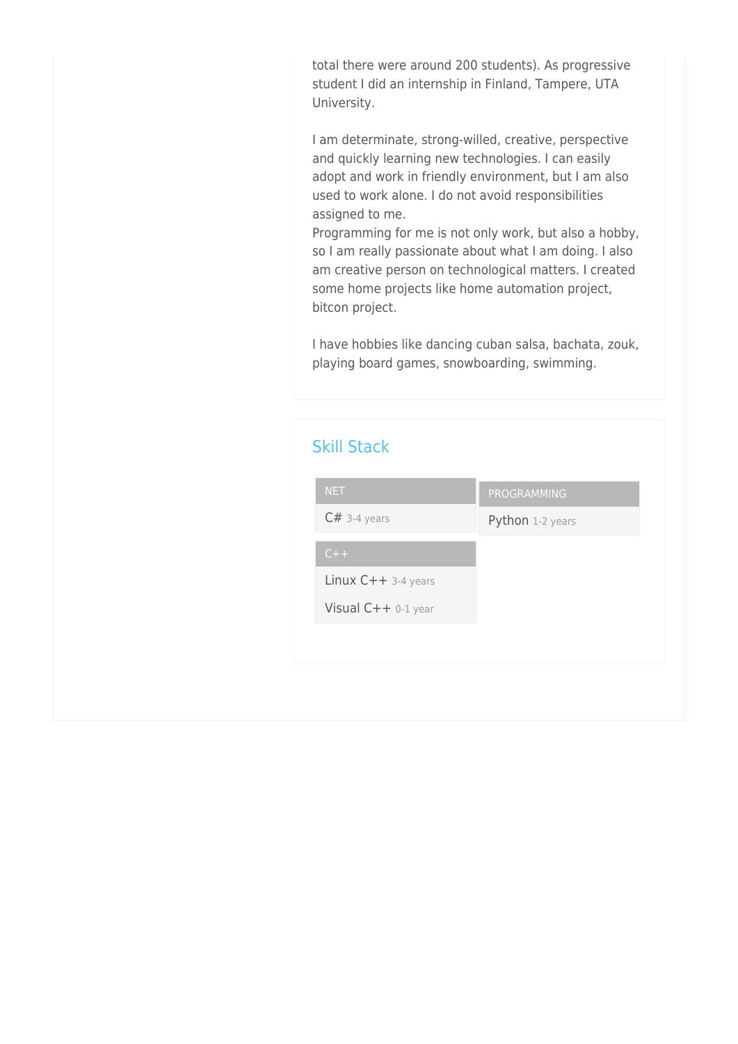total there were around 200 students). As progressive student I did an internship in Finland, Tampere, UTA University.

I am determinate, strong-willed, creative, perspective and quickly learning new technologies. I can easily adopt and work in friendly environment, but I am also used to work alone. I do not avoid responsibilities assigned to me.
Programming for me is not only work, but also a hobby, so I am really passionate about what I am doing. I also am creative person on technological matters. I created some home projects like home automation project, bitcon project.

I have hobbies like dancing cuban salsa, bachata, zouk, playing board games, snowboarding, swimming.

## Skill Stack

**NET**

- C# 3-4 years

**C++**

- Linux C++ 3-4 years
- Visual C++ 0-1 year

**PROGRAMMING**

- Python 1-2 years